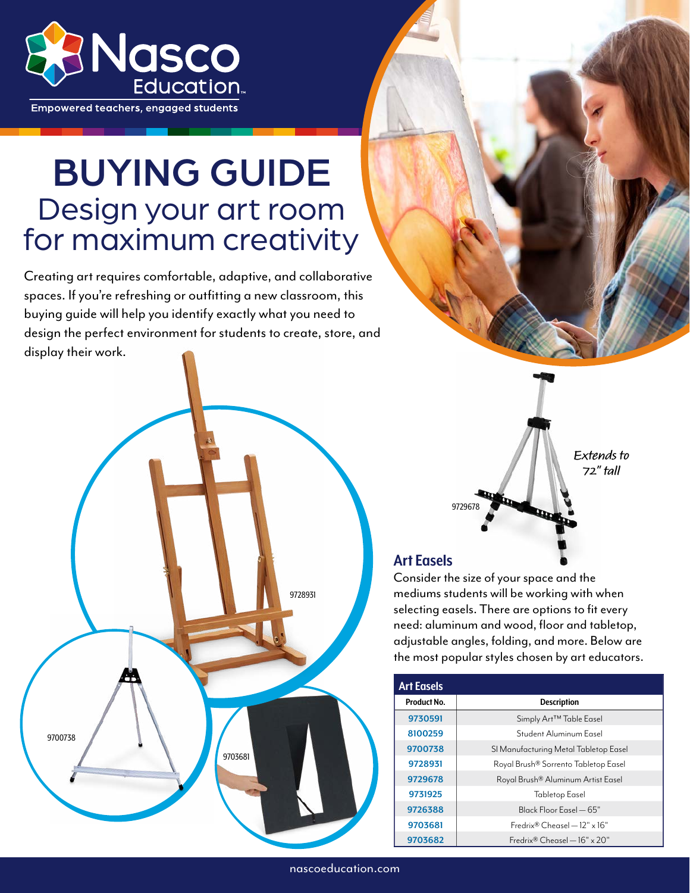Nasco Education

Empowered teachers, engaged students

# BUYING GUIDE

## Design your art room for maximum creativity

Creating art requires comfortable, adaptive, and collaborative spaces. If you're refreshing or outfitting a new classroom, this buying guide will help you identify exactly what you need to design the perfect environment for students to create, store, and display their work.

9728931

9700738

9703681

9729678

*Extends to 72" tall*

### Art Easels

Consider the size of your space and the mediums students will be working with when selecting easels. There are options to fit every need: aluminum and wood, floor and tabletop, adjustable angles, folding, and more. Below are the most popular styles chosen by art educators.

**Art Easels**

| Product No. | Description |
|---|---|
| 9730591 | Simply Art™ Table Easel |
| 8100259 | Student Aluminum Easel |
| 9700738 | SI Manufacturing Metal Tabletop Easel |
| 9728931 | Royal Brush® Sorrento Tabletop Easel |
| 9729678 | Royal Brush® Aluminum Artist Easel |
| 9731925 | Tabletop Easel |
| 9726388 | Black Floor Easel — 65" |
| 9703681 | Fredrix® Cheasel — 12" x 16" |
| 9703682 | Fredrix® Cheasel — 16" x 20" |

nascoeducation.com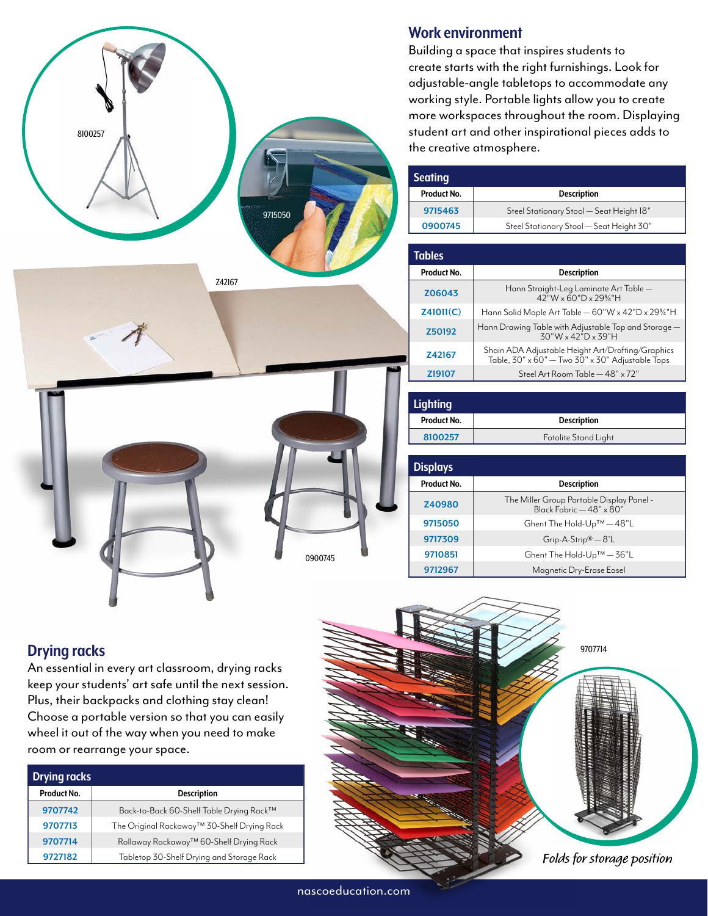## Work environment

Building a space that inspires students to create starts with the right furnishings. Look for adjustable-angle tabletops to accommodate any working style. Portable lights allow you to create more workspaces throughout the room. Displaying student art and other inspirational pieces adds to the creative atmosphere.

| Seating | |
|---|---|
| **Product No.** | **Description** |
| 9715463 | Steel Stationary Stool — Seat Height 18" |
| 0900745 | Steel Stationary Stool — Seat Height 30" |

| Tables | |
|---|---|
| **Product No.** | **Description** |
| Z06043 | Hann Straight-Leg Laminate Art Table — 42"W x 60"D x 29¾"H |
| Z41011(C) | Hann Solid Maple Art Table — 60"W x 42"D x 29¾"H |
| Z50192 | Hann Drawing Table with Adjustable Top and Storage — 30"W x 42"D x 39"H |
| Z42167 | Shain ADA Adjustable Height Art/Drafting/Graphics Table, 30" x 60" — Two 30" x 30" Adjustable Tops |
| Z19107 | Steel Art Room Table — 48" x 72" |

| Lighting | |
|---|---|
| **Product No.** | **Description** |
| 8100257 | Fotolite Stand Light |

| Displays | |
|---|---|
| **Product No.** | **Description** |
| Z40980 | The Miller Group Portable Display Panel - Black Fabric — 48" x 80" |
| 9715050 | Ghent The Hold-Up™ — 48"L |
| 9717309 | Grip-A-Strip® — 8'L |
| 9710851 | Ghent The Hold-Up™ — 36"L |
| 9712967 | Magnetic Dry-Erase Easel |

## Drying racks

An essential in every art classroom, drying racks keep your students' art safe until the next session. Plus, their backpacks and clothing stay clean! Choose a portable version so that you can easily wheel it out of the way when you need to make room or rearrange your space.

| Drying racks | |
|---|---|
| **Product No.** | **Description** |
| 9707742 | Back-to-Back 60-Shelf Table Drying Rack™ |
| 9707713 | The Original Rackaway™ 30-Shelf Drying Rack |
| 9707714 | Rollaway Rackaway™ 60-Shelf Drying Rack |
| 9727182 | Tabletop 30-Shelf Drying and Storage Rack |

*Folds for storage position*

nascoeducation.com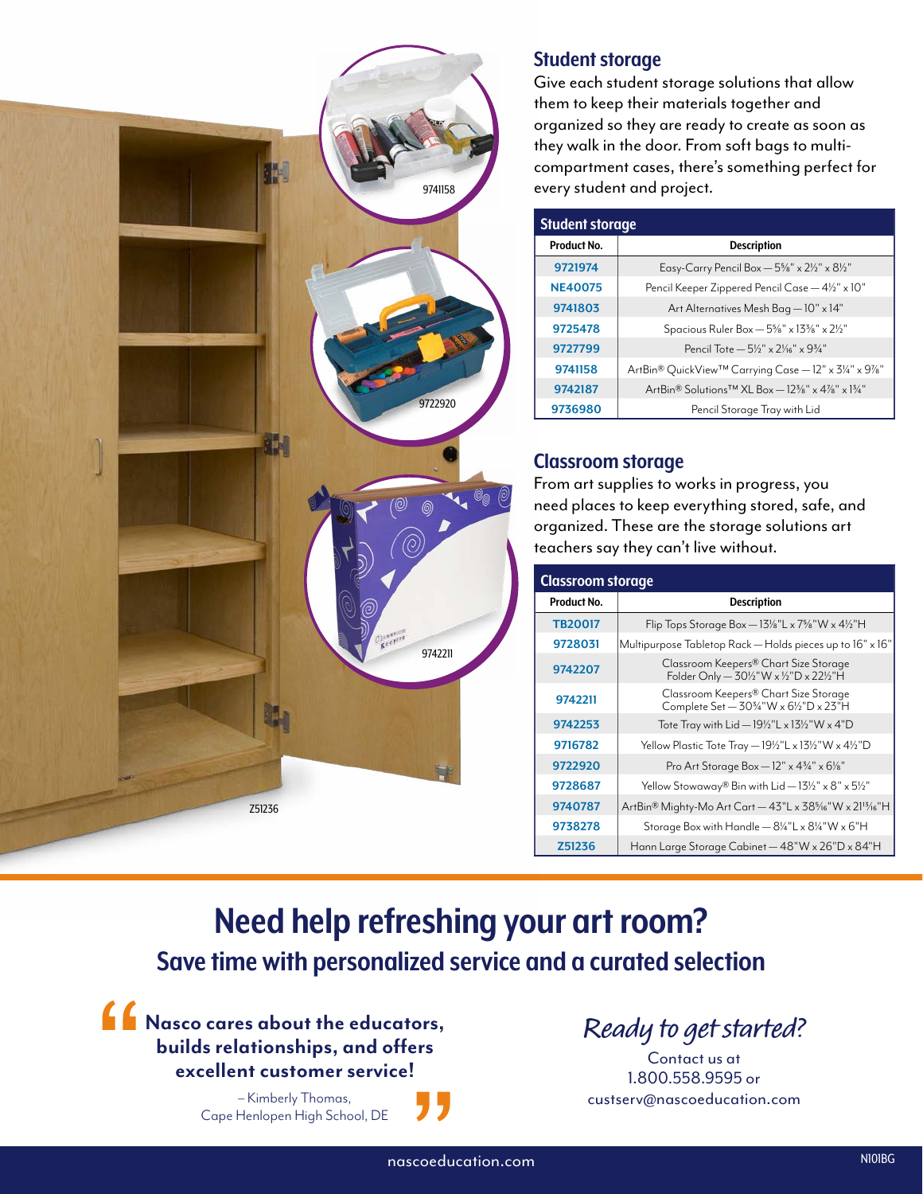9741158

9722920

9742211

Z51236

## Student storage

Give each student storage solutions that allow them to keep their materials together and organized so they are ready to create as soon as they walk in the door. From soft bags to multi-compartment cases, there's something perfect for every student and project.

| Student storage | |
|---|---|
| **Product No.** | **Description** |
| 9721974 | Easy-Carry Pencil Box — 5⅝" x 2½" x 8½" |
| NE40075 | Pencil Keeper Zippered Pencil Case — 4½" x 10" |
| 9741803 | Art Alternatives Mesh Bag — 10" x 14" |
| 9725478 | Spacious Ruler Box — 5⅝" x 13⅝" x 2½" |
| 9727799 | Pencil Tote — 5½" x 2¹⁄₁₆" x 9¾" |
| 9741158 | ArtBin® QuickView™ Carrying Case — 12" x 3¼" x 9⅞" |
| 9742187 | ArtBin® Solutions™ XL Box — 12⅜" x 4⅞" x 1¾" |
| 9736980 | Pencil Storage Tray with Lid |

## Classroom storage

From art supplies to works in progress, you need places to keep everything stored, safe, and organized. These are the storage solutions art teachers say they can't live without.

| Classroom storage | |
|---|---|
| **Product No.** | **Description** |
| TB20017 | Flip Tops Storage Box — 13⅛"L x 7⅝"W x 4½"H |
| 9728031 | Multipurpose Tabletop Rack — Holds pieces up to 16" x 16" |
| 9742207 | Classroom Keepers® Chart Size Storage Folder Only — 30½"W x ½"D x 22½"H |
| 9742211 | Classroom Keepers® Chart Size Storage Complete Set — 30¾"W x 6½"D x 23"H |
| 9742253 | Tote Tray with Lid — 19½"L x 13½"W x 4"D |
| 9716782 | Yellow Plastic Tote Tray — 19½"L x 13½"W x 4½"D |
| 9722920 | Pro Art Storage Box — 12" x 4¾" x 6⅛" |
| 9728687 | Yellow Stowaway® Bin with Lid — 13½" x 8" x 5½" |
| 9740787 | ArtBin® Mighty-Mo Art Cart — 43"L x 38⁵⁄₁₆"W x 21¹³⁄₁₆"H |
| 9738278 | Storage Box with Handle — 8¼"L x 8¼"W x 6"H |
| Z51236 | Hann Large Storage Cabinet — 48"W x 26"D x 84"H |

# Need help refreshing your art room?

## Save time with personalized service and a curated selection

> **"Nasco cares about the educators, builds relationships, and offers excellent customer service!"**
>
> – Kimberly Thomas, Cape Henlopen High School, DE

*Ready to get started?*

Contact us at 1.800.558.9595 or custserv@nascoeducation.com

nascoeducation.com

N101BG